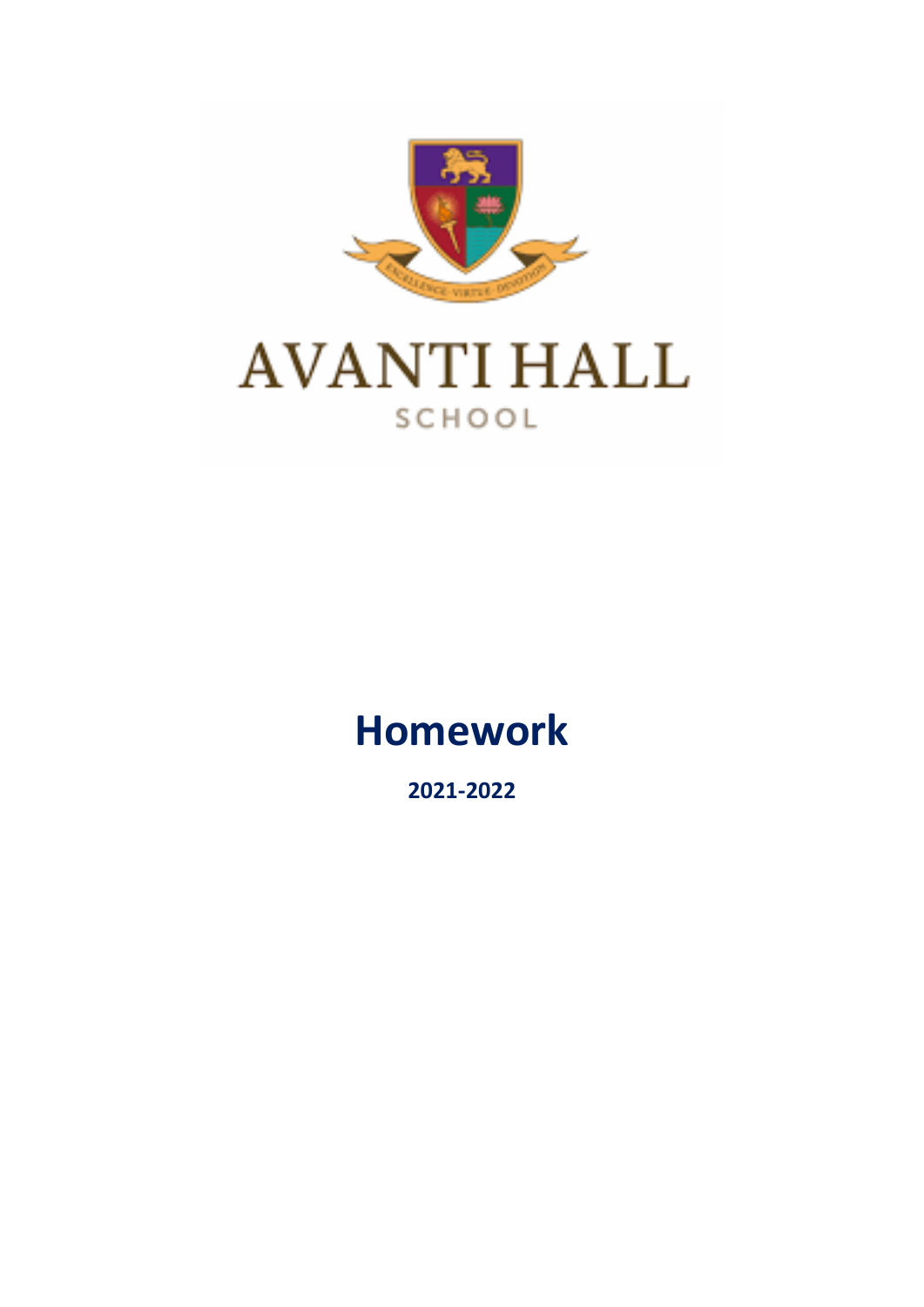AVANTI HALL

SCHOOL

# Homework

**2021-2022**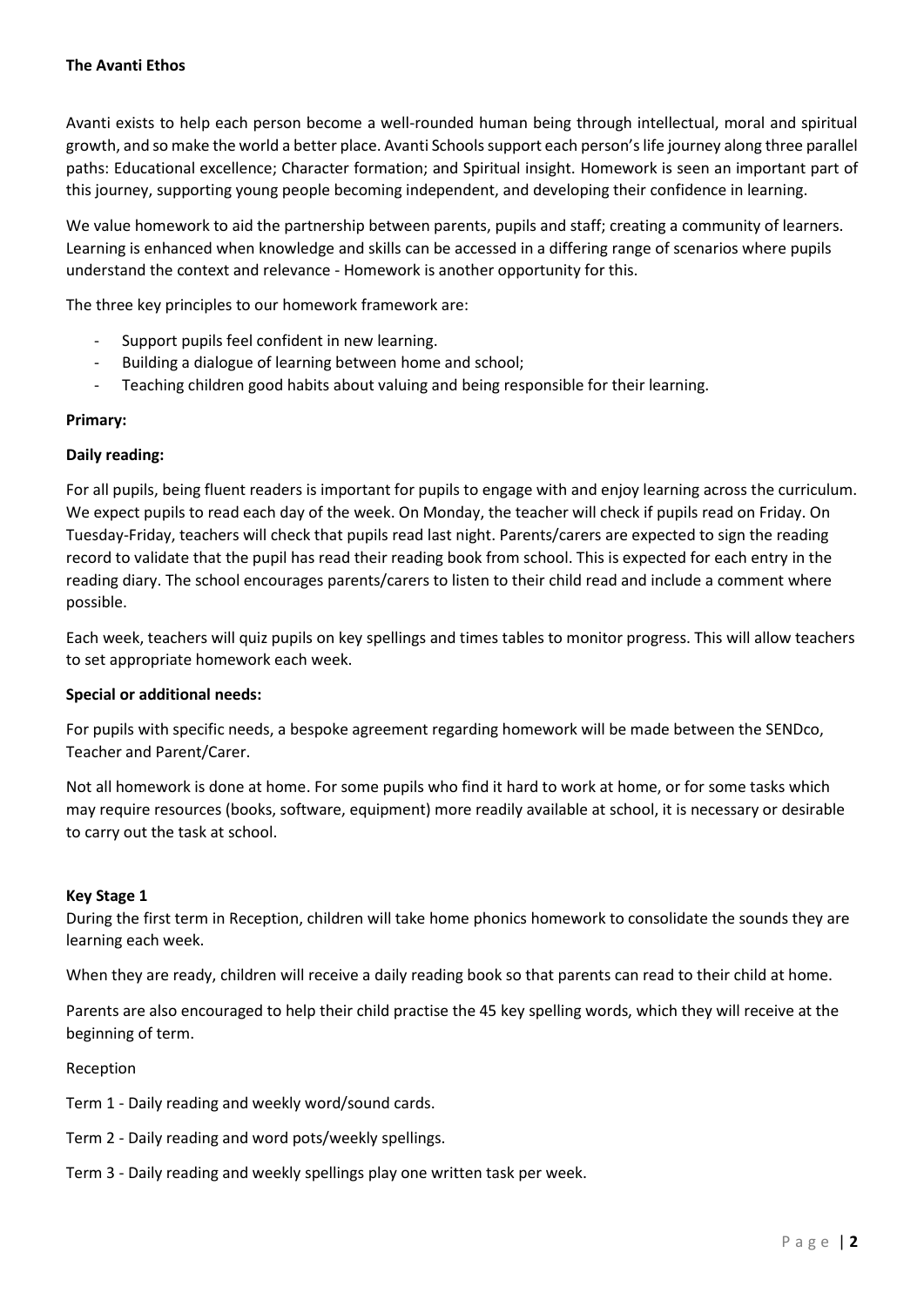**The Avanti Ethos**

Avanti exists to help each person become a well-rounded human being through intellectual, moral and spiritual growth, and so make the world a better place. Avanti Schools support each person's life journey along three parallel paths: Educational excellence; Character formation; and Spiritual insight. Homework is seen an important part of this journey, supporting young people becoming independent, and developing their confidence in learning.

We value homework to aid the partnership between parents, pupils and staff; creating a community of learners. Learning is enhanced when knowledge and skills can be accessed in a differing range of scenarios where pupils understand the context and relevance - Homework is another opportunity for this.

The three key principles to our homework framework are:

- Support pupils feel confident in new learning.
- Building a dialogue of learning between home and school;
- Teaching children good habits about valuing and being responsible for their learning.

**Primary:**

**Daily reading:**

For all pupils, being fluent readers is important for pupils to engage with and enjoy learning across the curriculum. We expect pupils to read each day of the week. On Monday, the teacher will check if pupils read on Friday. On Tuesday-Friday, teachers will check that pupils read last night. Parents/carers are expected to sign the reading record to validate that the pupil has read their reading book from school. This is expected for each entry in the reading diary. The school encourages parents/carers to listen to their child read and include a comment where possible.

Each week, teachers will quiz pupils on key spellings and times tables to monitor progress. This will allow teachers to set appropriate homework each week.

**Special or additional needs:**

For pupils with specific needs, a bespoke agreement regarding homework will be made between the SENDco, Teacher and Parent/Carer.

Not all homework is done at home. For some pupils who find it hard to work at home, or for some tasks which may require resources (books, software, equipment) more readily available at school, it is necessary or desirable to carry out the task at school.

**Key Stage 1**

During the first term in Reception, children will take home phonics homework to consolidate the sounds they are learning each week.

When they are ready, children will receive a daily reading book so that parents can read to their child at home.

Parents are also encouraged to help their child practise the 45 key spelling words, which they will receive at the beginning of term.

Reception

Term 1 - Daily reading and weekly word/sound cards.

Term 2 - Daily reading and word pots/weekly spellings.

Term 3 - Daily reading and weekly spellings play one written task per week.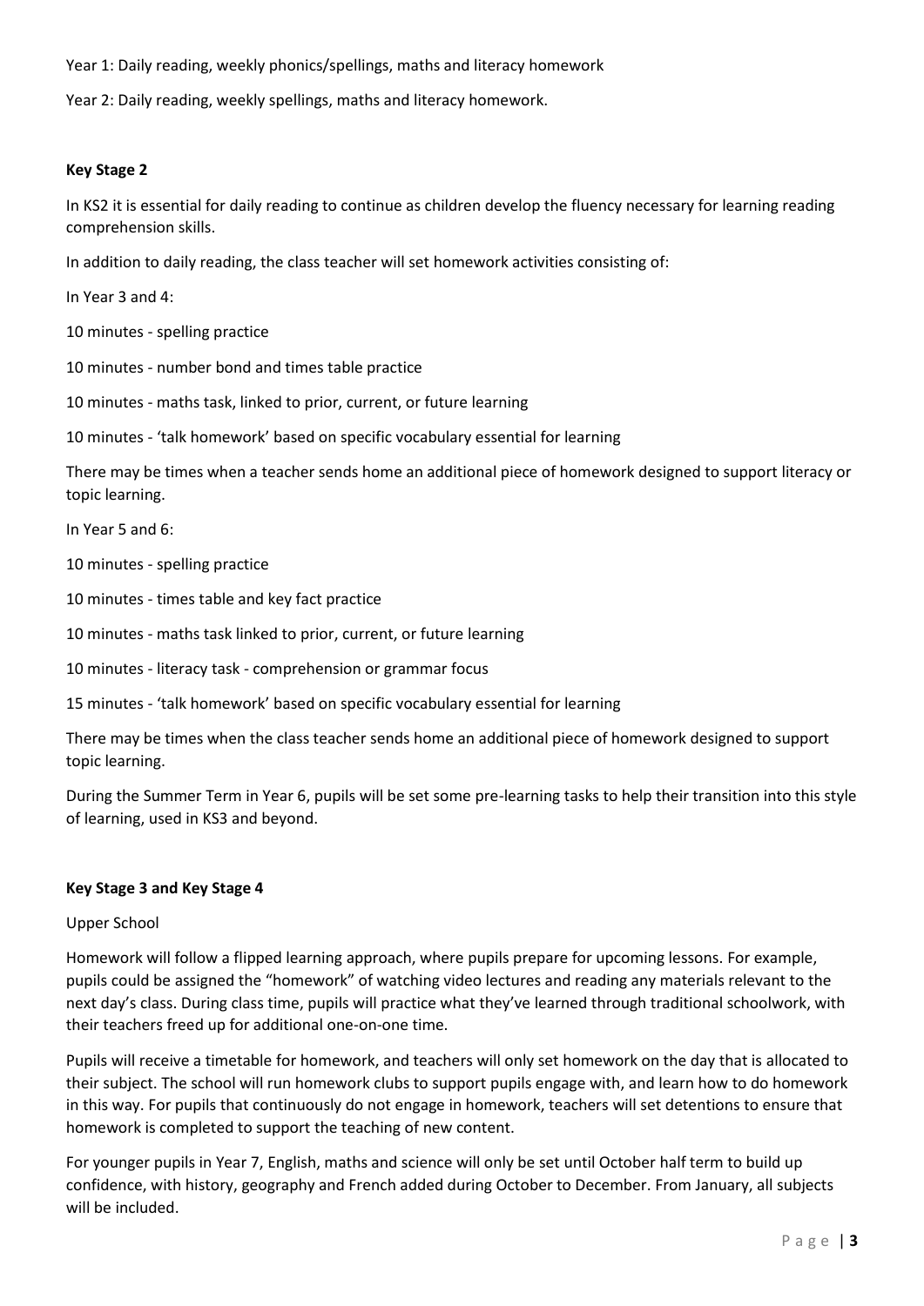Year 1: Daily reading, weekly phonics/spellings, maths and literacy homework

Year 2: Daily reading, weekly spellings, maths and literacy homework.

### Key Stage 2

In KS2 it is essential for daily reading to continue as children develop the fluency necessary for learning reading comprehension skills.

In addition to daily reading, the class teacher will set homework activities consisting of:

In Year 3 and 4:

10 minutes - spelling practice

10 minutes - number bond and times table practice

10 minutes - maths task, linked to prior, current, or future learning

10 minutes - 'talk homework' based on specific vocabulary essential for learning

There may be times when a teacher sends home an additional piece of homework designed to support literacy or topic learning.

In Year 5 and 6:

10 minutes - spelling practice

10 minutes - times table and key fact practice

10 minutes - maths task linked to prior, current, or future learning

10 minutes - literacy task - comprehension or grammar focus

15 minutes - 'talk homework' based on specific vocabulary essential for learning

There may be times when the class teacher sends home an additional piece of homework designed to support topic learning.

During the Summer Term in Year 6, pupils will be set some pre-learning tasks to help their transition into this style of learning, used in KS3 and beyond.

### Key Stage 3 and Key Stage 4

Upper School

Homework will follow a flipped learning approach, where pupils prepare for upcoming lessons. For example, pupils could be assigned the "homework" of watching video lectures and reading any materials relevant to the next day's class. During class time, pupils will practice what they've learned through traditional schoolwork, with their teachers freed up for additional one-on-one time.

Pupils will receive a timetable for homework, and teachers will only set homework on the day that is allocated to their subject. The school will run homework clubs to support pupils engage with, and learn how to do homework in this way. For pupils that continuously do not engage in homework, teachers will set detentions to ensure that homework is completed to support the teaching of new content.

For younger pupils in Year 7, English, maths and science will only be set until October half term to build up confidence, with history, geography and French added during October to December. From January, all subjects will be included.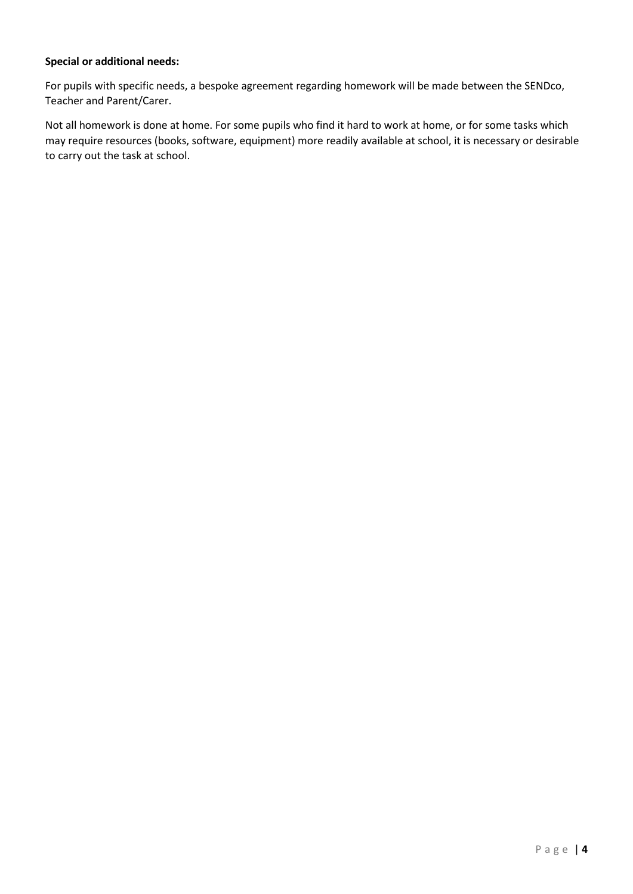**Special or additional needs:**

For pupils with specific needs, a bespoke agreement regarding homework will be made between the SENDco, Teacher and Parent/Carer.

Not all homework is done at home. For some pupils who find it hard to work at home, or for some tasks which may require resources (books, software, equipment) more readily available at school, it is necessary or desirable to carry out the task at school.